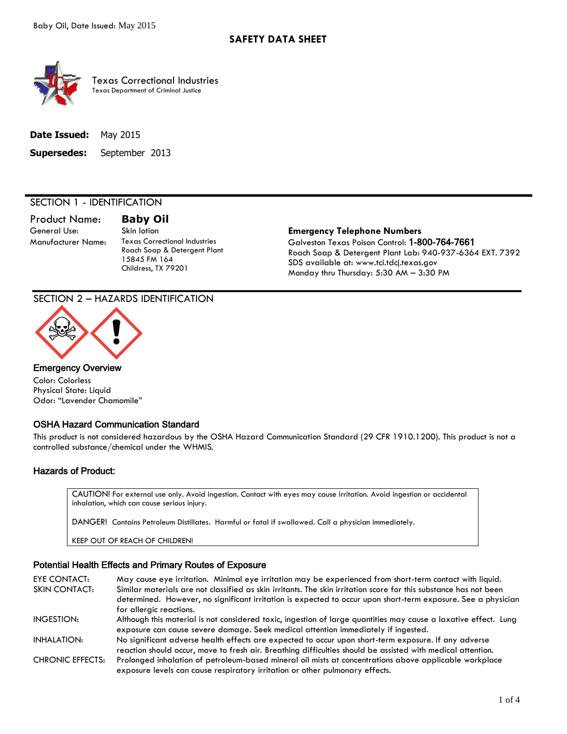# SAFETY DATA SHEET

Texas Correctional Industries
Texas Department of Criminal Justice

**Date Issued:** May 2015

**Supersedes:** September 2013

## SECTION 1 - IDENTIFICATION

**Product Name:** **Baby Oil**

General Use: Skin lotion

Manufacturer Name: Texas Correctional Industries
Roach Soap & Detergent Plant
15845 FM 164
Childress, TX 79201

**Emergency Telephone Numbers**

Galveston Texas Poison Control: **1-800-764-7661**
Roach Soap & Detergent Plant Lab: 940-937-6364 EXT. 7392
SDS available at: www.tci.tdcj.texas.gov
Monday thru Thursday: 5:30 AM – 3:30 PM

## SECTION 2 – HAZARDS IDENTIFICATION

### Emergency Overview

Color: Colorless
Physical State: Liquid
Odor: "Lavender Chamomile"

### OSHA Hazard Communication Standard

This product is not considered hazardous by the OSHA Hazard Communication Standard (29 CFR 1910.1200). This product is not a controlled substance/chemical under the WHMIS.

### Hazards of Product:

CAUTION! For external use only. Avoid ingestion. Contact with eyes may cause irritation. Avoid ingestion or accidental inhalation, which can cause serious injury.

DANGER! Contains Petroleum Distillates. Harmful or fatal if swallowed. Call a physician immediately.

KEEP OUT OF REACH OF CHILDREN!

### Potential Health Effects and Primary Routes of Exposure

EYE CONTACT: May cause eye irritation. Minimal eye irritation may be experienced from short-term contact with liquid.

SKIN CONTACT: Similar materials are not classified as skin irritants. The skin irritation score for this substance has not been determined. However, no significant irritation is expected to occur upon short-term exposure. See a physician for allergic reactions.

INGESTION: Although this material is not considered toxic, ingestion of large quantities may cause a laxative effect. Lung exposure can cause severe damage. Seek medical attention immediately if ingested.

INHALATION: No significant adverse health effects are expected to occur upon short-term exposure. If any adverse reaction should occur, move to fresh air. Breathing difficulties should be assisted with medical attention.

CHRONIC EFFECTS: Prolonged inhalation of petroleum-based mineral oil mists at concentrations above applicable workplace exposure levels can cause respiratory irritation or other pulmonary effects.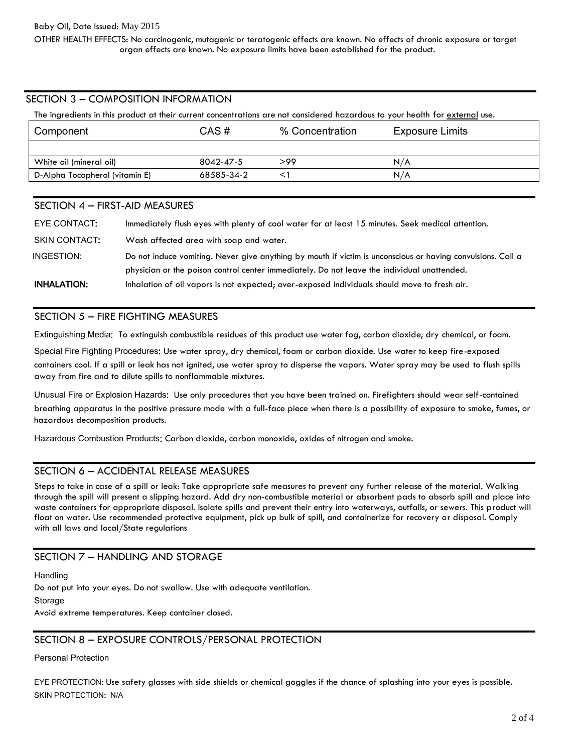OTHER HEALTH EFFECTS: No carcinogenic, mutagenic or teratogenic effects are known. No effects of chronic exposure or target organ effects are known. No exposure limits have been established for the product.

## SECTION 3 – COMPOSITION INFORMATION

The ingredients in this product at their current concentrations are not considered hazardous to your health for external use.

| Component | CAS # | % Concentration | Exposure Limits |
|---|---|---|---|
| | | | |
| White oil (mineral oil) | 8042-47-5 | >99 | N/A |
| D-Alpha Tocopherol (vitamin E) | 68585-34-2 | <1 | N/A |

## SECTION 4 – FIRST-AID MEASURES

EYE CONTACT: Immediately flush eyes with plenty of cool water for at least 15 minutes. Seek medical attention.

SKIN CONTACT: Wash affected area with soap and water.

INGESTION: Do not induce vomiting. Never give anything by mouth if victim is unconscious or having convulsions. Call a physician or the poison control center immediately. Do not leave the individual unattended.

**INHALATION:** Inhalation of oil vapors is not expected; over-exposed individuals should move to fresh air.

## SECTION 5 – FIRE FIGHTING MEASURES

Extinguishing Media: To extinguish combustible residues of this product use water fog, carbon dioxide, dry chemical, or foam.

Special Fire Fighting Procedures: Use water spray, dry chemical, foam or carbon dioxide. Use water to keep fire-exposed containers cool. If a spill or leak has not ignited, use water spray to disperse the vapors. Water spray may be used to flush spills away from fire and to dilute spills to nonflammable mixtures.

Unusual Fire or Explosion Hazards: Use only procedures that you have been trained on. Firefighters should wear self-contained breathing apparatus in the positive pressure mode with a full-face piece when there is a possibility of exposure to smoke, fumes, or hazardous decomposition products.

Hazardous Combustion Products: Carbon dioxide, carbon monoxide, oxides of nitrogen and smoke.

## SECTION 6 – ACCIDENTAL RELEASE MEASURES

Steps to take in case of a spill or leak: Take appropriate safe measures to prevent any further release of the material. Walking through the spill will present a slipping hazard. Add dry non-combustible material or absorbent pads to absorb spill and place into waste containers for appropriate disposal. Isolate spills and prevent their entry into waterways, outfalls, or sewers. This product will float on water. Use recommended protective equipment, pick up bulk of spill, and containerize for recovery or disposal. Comply with all laws and local/State regulations

## SECTION 7 – HANDLING AND STORAGE

Handling

Do not put into your eyes. Do not swallow. Use with adequate ventilation.

Storage

Avoid extreme temperatures. Keep container closed.

## SECTION 8 – EXPOSURE CONTROLS/PERSONAL PROTECTION

Personal Protection

EYE PROTECTION: Use safety glasses with side shields or chemical goggles if the chance of splashing into your eyes is possible.

SKIN PROTECTION: N/A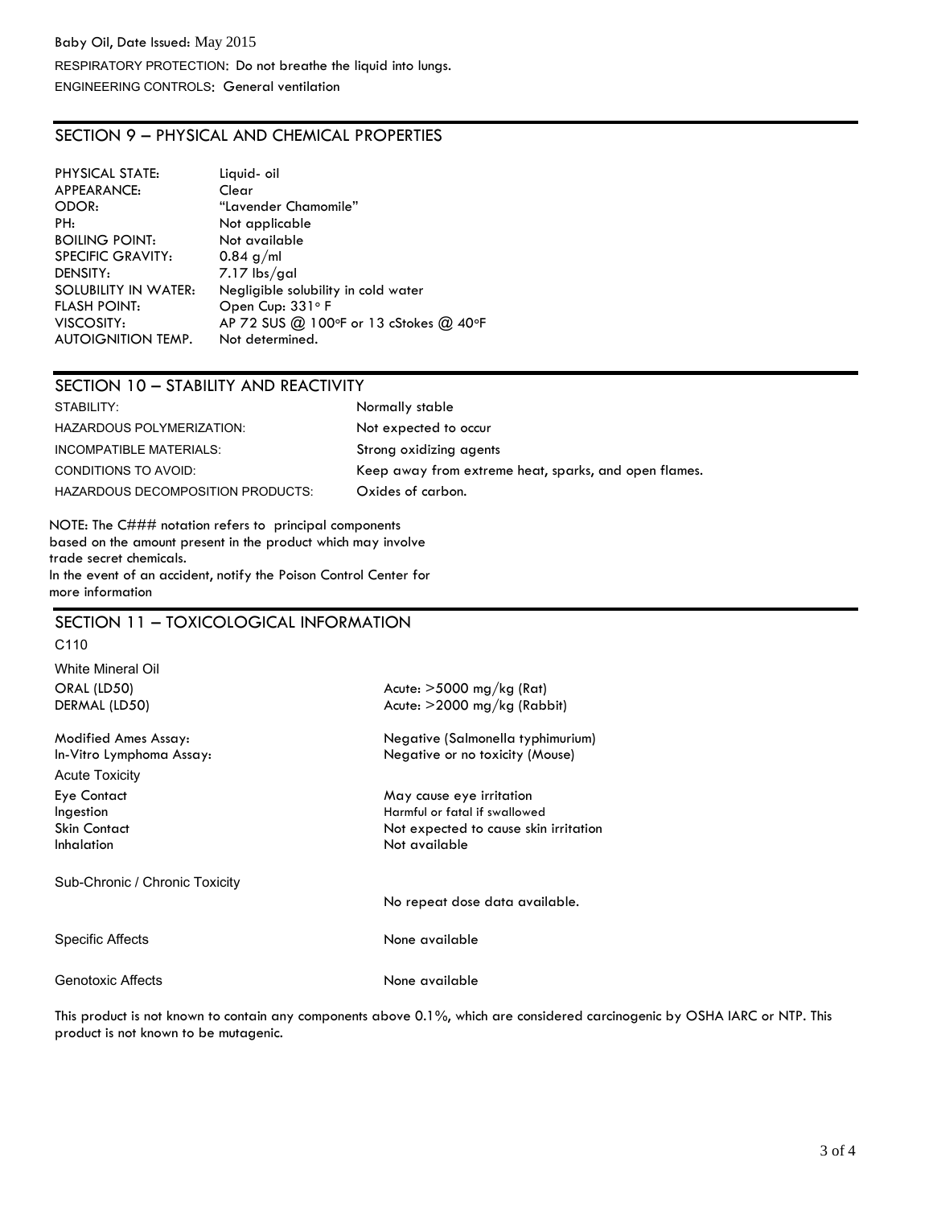Baby Oil, Date Issued: May 2015

RESPIRATORY PROTECTION: Do not breathe the liquid into lungs.

ENGINEERING CONTROLS: General ventilation

## SECTION 9 – PHYSICAL AND CHEMICAL PROPERTIES

| | |
|---|---|
| PHYSICAL STATE: | Liquid- oil |
| APPEARANCE: | Clear |
| ODOR: | "Lavender Chamomile" |
| PH: | Not applicable |
| BOILING POINT: | Not available |
| SPECIFIC GRAVITY: | 0.84 g/ml |
| DENSITY: | 7.17 lbs/gal |
| SOLUBILITY IN WATER: | Negligible solubility in cold water |
| FLASH POINT: | Open Cup: 331° F |
| VISCOSITY: | AP 72 SUS @ 100°F or 13 cStokes @ 40°F |
| AUTOIGNITION TEMP. | Not determined. |

## SECTION 10 – STABILITY AND REACTIVITY

| | |
|---|---|
| STABILITY: | Normally stable |
| HAZARDOUS POLYMERIZATION: | Not expected to occur |
| INCOMPATIBLE MATERIALS: | Strong oxidizing agents |
| CONDITIONS TO AVOID: | Keep away from extreme heat, sparks, and open flames. |
| HAZARDOUS DECOMPOSITION PRODUCTS: | Oxides of carbon. |

NOTE: The C### notation refers to principal components based on the amount present in the product which may involve trade secret chemicals.
In the event of an accident, notify the Poison Control Center for more information

## SECTION 11 – TOXICOLOGICAL INFORMATION

C110

White Mineral Oil

| | |
|---|---|
| ORAL (LD50) | Acute: >5000 mg/kg (Rat) |
| DERMAL (LD50) | Acute: >2000 mg/kg (Rabbit) |
| Modified Ames Assay: | Negative (Salmonella typhimurium) |
| In-Vitro Lymphoma Assay: | Negative or no toxicity (Mouse) |

Acute Toxicity

| | |
|---|---|
| Eye Contact | May cause eye irritation |
| Ingestion | Harmful or fatal if swallowed |
| Skin Contact | Not expected to cause skin irritation |
| Inhalation | Not available |

| | |
|---|---|
| Sub-Chronic / Chronic Toxicity | No repeat dose data available. |
| Specific Affects | None available |
| Genotoxic Affects | None available |

This product is not known to contain any components above 0.1%, which are considered carcinogenic by OSHA IARC or NTP. This product is not known to be mutagenic.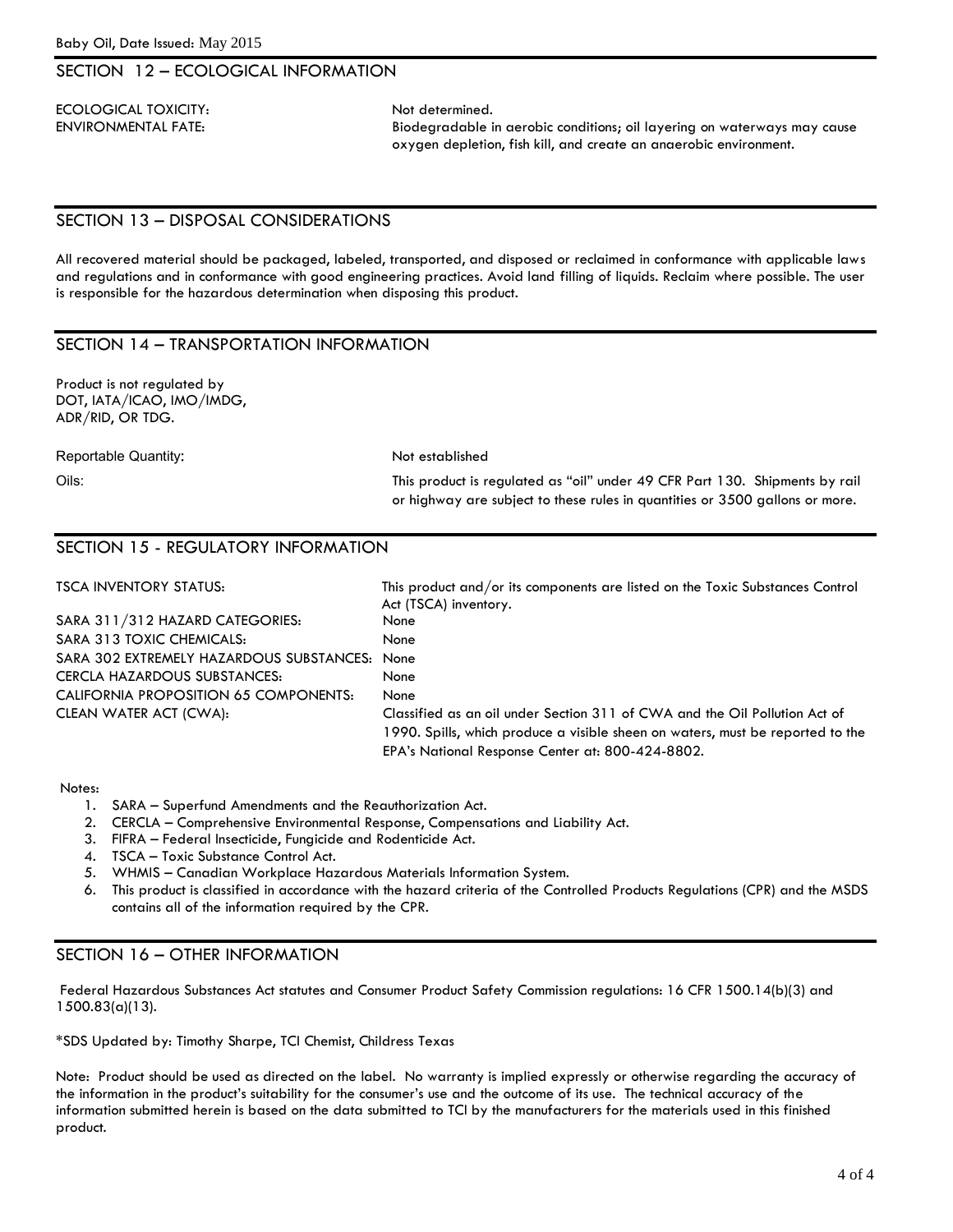## SECTION 12 – ECOLOGICAL INFORMATION

| | |
|---|---|
| ECOLOGICAL TOXICITY: | Not determined. |
| ENVIRONMENTAL FATE: | Biodegradable in aerobic conditions; oil layering on waterways may cause oxygen depletion, fish kill, and create an anaerobic environment. |

## SECTION 13 – DISPOSAL CONSIDERATIONS

All recovered material should be packaged, labeled, transported, and disposed or reclaimed in conformance with applicable laws and regulations and in conformance with good engineering practices. Avoid land filling of liquids. Reclaim where possible. The user is responsible for the hazardous determination when disposing this product.

## SECTION 14 – TRANSPORTATION INFORMATION

Product is not regulated by DOT, IATA/ICAO, IMO/IMDG, ADR/RID, OR TDG.

| | |
|---|---|
| Reportable Quantity: | Not established |
| Oils: | This product is regulated as "oil" under 49 CFR Part 130. Shipments by rail or highway are subject to these rules in quantities or 3500 gallons or more. |

## SECTION 15 - REGULATORY INFORMATION

| | |
|---|---|
| TSCA INVENTORY STATUS: | This product and/or its components are listed on the Toxic Substances Control Act (TSCA) inventory. |
| SARA 311/312 HAZARD CATEGORIES: | None |
| SARA 313 TOXIC CHEMICALS: | None |
| SARA 302 EXTREMELY HAZARDOUS SUBSTANCES: | None |
| CERCLA HAZARDOUS SUBSTANCES: | None |
| CALIFORNIA PROPOSITION 65 COMPONENTS: | None |
| CLEAN WATER ACT (CWA): | Classified as an oil under Section 311 of CWA and the Oil Pollution Act of 1990. Spills, which produce a visible sheen on waters, must be reported to the EPA's National Response Center at: 800-424-8802. |

Notes:

1. SARA – Superfund Amendments and the Reauthorization Act.
2. CERCLA – Comprehensive Environmental Response, Compensations and Liability Act.
3. FIFRA – Federal Insecticide, Fungicide and Rodenticide Act.
4. TSCA – Toxic Substance Control Act.
5. WHMIS – Canadian Workplace Hazardous Materials Information System.
6. This product is classified in accordance with the hazard criteria of the Controlled Products Regulations (CPR) and the MSDS contains all of the information required by the CPR.

## SECTION 16 – OTHER INFORMATION

Federal Hazardous Substances Act statutes and Consumer Product Safety Commission regulations: 16 CFR 1500.14(b)(3) and 1500.83(a)(13).

*SDS Updated by: Timothy Sharpe, TCI Chemist, Childress Texas

Note: Product should be used as directed on the label. No warranty is implied expressly or otherwise regarding the accuracy of the information in the product's suitability for the consumer's use and the outcome of its use. The technical accuracy of the information submitted herein is based on the data submitted to TCI by the manufacturers for the materials used in this finished product.